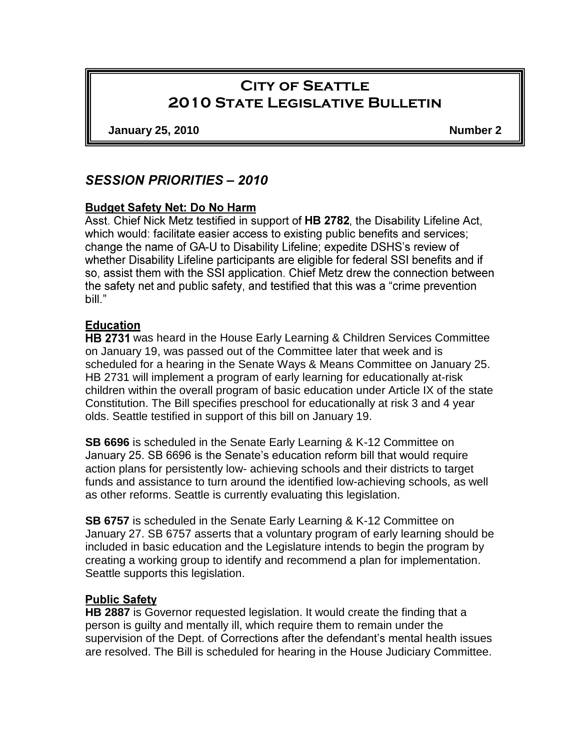# City of Seattle 2010 State Legislative Bulletin

**January 25, 2010** **Number 2**

## *SESSION PRIORITIES – 2010*

### Budget Safety Net: Do No Harm

Asst. Chief Nick Metz testified in support of **HB 2782**, the Disability Lifeline Act, which would: facilitate easier access to existing public benefits and services; change the name of GA-U to Disability Lifeline; expedite DSHS's review of whether Disability Lifeline participants are eligible for federal SSI benefits and if so, assist them with the SSI application. Chief Metz drew the connection between the safety net and public safety, and testified that this was a "crime prevention bill."

### Education

**HB 2731** was heard in the House Early Learning & Children Services Committee on January 19, was passed out of the Committee later that week and is scheduled for a hearing in the Senate Ways & Means Committee on January 25. HB 2731 will implement a program of early learning for educationally at-risk children within the overall program of basic education under Article IX of the state Constitution. The Bill specifies preschool for educationally at risk 3 and 4 year olds. Seattle testified in support of this bill on January 19.

**SB 6696** is scheduled in the Senate Early Learning & K-12 Committee on January 25. SB 6696 is the Senate's education reform bill that would require action plans for persistently low- achieving schools and their districts to target funds and assistance to turn around the identified low-achieving schools, as well as other reforms. Seattle is currently evaluating this legislation.

**SB 6757** is scheduled in the Senate Early Learning & K-12 Committee on January 27. SB 6757 asserts that a voluntary program of early learning should be included in basic education and the Legislature intends to begin the program by creating a working group to identify and recommend a plan for implementation. Seattle supports this legislation.

### Public Safety

**HB 2887** is Governor requested legislation. It would create the finding that a person is guilty and mentally ill, which require them to remain under the supervision of the Dept. of Corrections after the defendant's mental health issues are resolved. The Bill is scheduled for hearing in the House Judiciary Committee.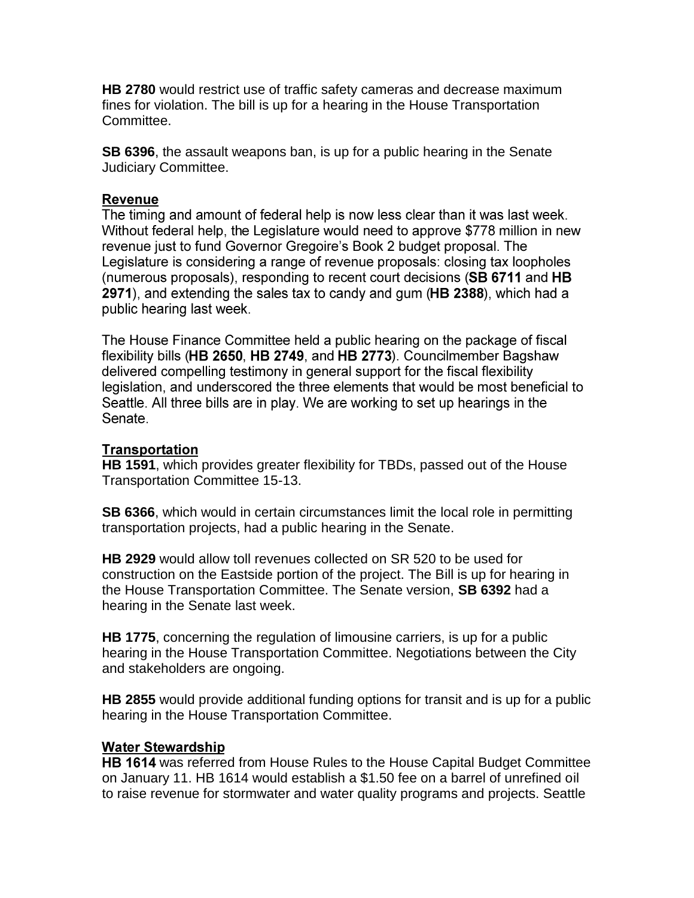**HB 2780** would restrict use of traffic safety cameras and decrease maximum fines for violation. The bill is up for a hearing in the House Transportation Committee.

**SB 6396**, the assault weapons ban, is up for a public hearing in the Senate Judiciary Committee.

## Revenue

The timing and amount of federal help is now less clear than it was last week. Without federal help, the Legislature would need to approve $778 million in new revenue just to fund Governor Gregoire's Book 2 budget proposal. The Legislature is considering a range of revenue proposals: closing tax loopholes (numerous proposals), responding to recent court decisions (**SB 6711** and **HB 2971**), and extending the sales tax to candy and gum (**HB 2388**), which had a public hearing last week.

The House Finance Committee held a public hearing on the package of fiscal flexibility bills (**HB 2650**, **HB 2749**, and **HB 2773**). Councilmember Bagshaw delivered compelling testimony in general support for the fiscal flexibility legislation, and underscored the three elements that would be most beneficial to Seattle. All three bills are in play. We are working to set up hearings in the Senate.

## Transportation

**HB 1591**, which provides greater flexibility for TBDs, passed out of the House Transportation Committee 15-13.

**SB 6366**, which would in certain circumstances limit the local role in permitting transportation projects, had a public hearing in the Senate.

**HB 2929** would allow toll revenues collected on SR 520 to be used for construction on the Eastside portion of the project. The Bill is up for hearing in the House Transportation Committee. The Senate version, **SB 6392** had a hearing in the Senate last week.

**HB 1775**, concerning the regulation of limousine carriers, is up for a public hearing in the House Transportation Committee. Negotiations between the City and stakeholders are ongoing.

**HB 2855** would provide additional funding options for transit and is up for a public hearing in the House Transportation Committee.

## Water Stewardship

**HB 1614** was referred from House Rules to the House Capital Budget Committee on January 11. HB 1614 would establish a $1.50 fee on a barrel of unrefined oil to raise revenue for stormwater and water quality programs and projects. Seattle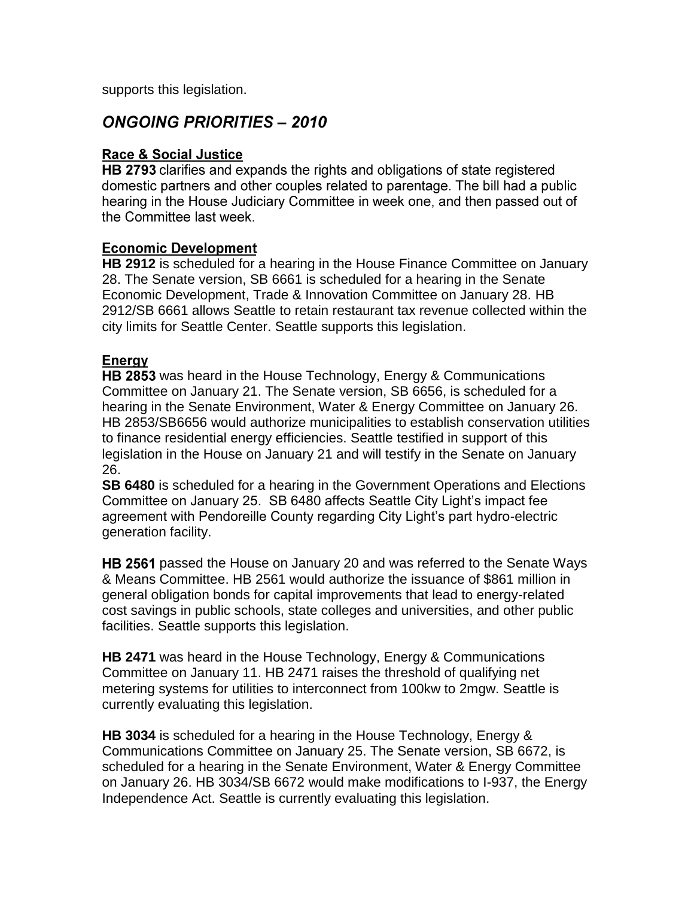supports this legislation.

## *ONGOING PRIORITIES – 2010*

### Race & Social Justice

**HB 2793** clarifies and expands the rights and obligations of state registered domestic partners and other couples related to parentage. The bill had a public hearing in the House Judiciary Committee in week one, and then passed out of the Committee last week.

### Economic Development

**HB 2912** is scheduled for a hearing in the House Finance Committee on January 28. The Senate version, SB 6661 is scheduled for a hearing in the Senate Economic Development, Trade & Innovation Committee on January 28. HB 2912/SB 6661 allows Seattle to retain restaurant tax revenue collected within the city limits for Seattle Center. Seattle supports this legislation.

### Energy

**HB 2853** was heard in the House Technology, Energy & Communications Committee on January 21. The Senate version, SB 6656, is scheduled for a hearing in the Senate Environment, Water & Energy Committee on January 26. HB 2853/SB6656 would authorize municipalities to establish conservation utilities to finance residential energy efficiencies. Seattle testified in support of this legislation in the House on January 21 and will testify in the Senate on January 26.

**SB 6480** is scheduled for a hearing in the Government Operations and Elections Committee on January 25. SB 6480 affects Seattle City Light's impact fee agreement with Pendoreille County regarding City Light's part hydro-electric generation facility.

**HB 2561** passed the House on January 20 and was referred to the Senate Ways & Means Committee. HB 2561 would authorize the issuance of $861 million in general obligation bonds for capital improvements that lead to energy-related cost savings in public schools, state colleges and universities, and other public facilities. Seattle supports this legislation.

**HB 2471** was heard in the House Technology, Energy & Communications Committee on January 11. HB 2471 raises the threshold of qualifying net metering systems for utilities to interconnect from 100kw to 2mgw. Seattle is currently evaluating this legislation.

**HB 3034** is scheduled for a hearing in the House Technology, Energy & Communications Committee on January 25. The Senate version, SB 6672, is scheduled for a hearing in the Senate Environment, Water & Energy Committee on January 26. HB 3034/SB 6672 would make modifications to I-937, the Energy Independence Act. Seattle is currently evaluating this legislation.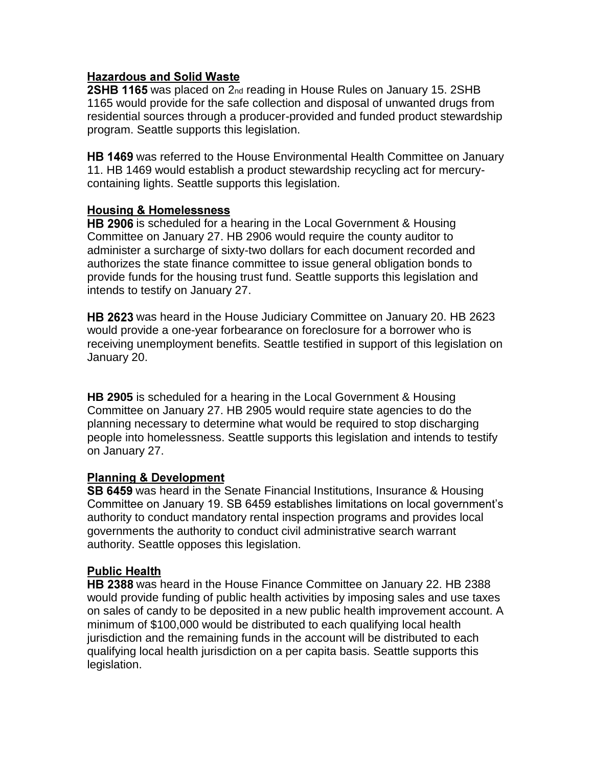## Hazardous and Solid Waste

**2SHB 1165** was placed on 2nd reading in House Rules on January 15. 2SHB 1165 would provide for the safe collection and disposal of unwanted drugs from residential sources through a producer-provided and funded product stewardship program. Seattle supports this legislation.

**HB 1469** was referred to the House Environmental Health Committee on January 11. HB 1469 would establish a product stewardship recycling act for mercury-containing lights. Seattle supports this legislation.

## Housing & Homelessness

**HB 2906** is scheduled for a hearing in the Local Government & Housing Committee on January 27. HB 2906 would require the county auditor to administer a surcharge of sixty-two dollars for each document recorded and authorizes the state finance committee to issue general obligation bonds to provide funds for the housing trust fund. Seattle supports this legislation and intends to testify on January 27.

**HB 2623** was heard in the House Judiciary Committee on January 20. HB 2623 would provide a one-year forbearance on foreclosure for a borrower who is receiving unemployment benefits. Seattle testified in support of this legislation on January 20.

**HB 2905** is scheduled for a hearing in the Local Government & Housing Committee on January 27. HB 2905 would require state agencies to do the planning necessary to determine what would be required to stop discharging people into homelessness. Seattle supports this legislation and intends to testify on January 27.

## Planning & Development

**SB 6459** was heard in the Senate Financial Institutions, Insurance & Housing Committee on January 19. SB 6459 establishes limitations on local government's authority to conduct mandatory rental inspection programs and provides local governments the authority to conduct civil administrative search warrant authority. Seattle opposes this legislation.

## Public Health

**HB 2388** was heard in the House Finance Committee on January 22. HB 2388 would provide funding of public health activities by imposing sales and use taxes on sales of candy to be deposited in a new public health improvement account. A minimum of $100,000 would be distributed to each qualifying local health jurisdiction and the remaining funds in the account will be distributed to each qualifying local health jurisdiction on a per capita basis. Seattle supports this legislation.